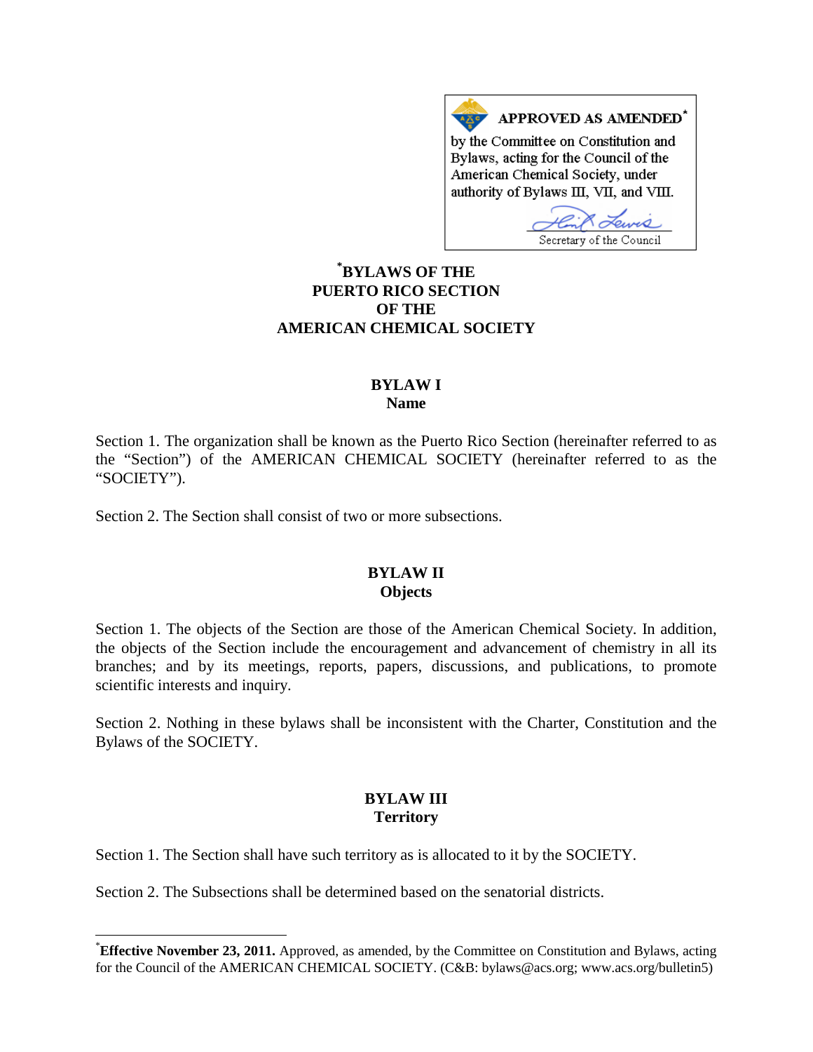**APPROVED AS AMENDED***

by the Committee on Constitution and Bylaws, acting for the Council of the American Chemical Society, under authority of Bylaws III, VII, and VIII.

Secretary of the Council

# *BYLAWS OF THE PUERTO RICO SECTION OF THE AMERICAN CHEMICAL SOCIETY

## BYLAW I
## Name

Section 1. The organization shall be known as the Puerto Rico Section (hereinafter referred to as the "Section") of the AMERICAN CHEMICAL SOCIETY (hereinafter referred to as the "SOCIETY").

Section 2. The Section shall consist of two or more subsections.

## BYLAW II
## Objects

Section 1. The objects of the Section are those of the American Chemical Society. In addition, the objects of the Section include the encouragement and advancement of chemistry in all its branches; and by its meetings, reports, papers, discussions, and publications, to promote scientific interests and inquiry.

Section 2. Nothing in these bylaws shall be inconsistent with the Charter, Constitution and the Bylaws of the SOCIETY.

## BYLAW III
## Territory

Section 1. The Section shall have such territory as is allocated to it by the SOCIETY.

Section 2. The Subsections shall be determined based on the senatorial districts.

---

***Effective November 23, 2011.** Approved, as amended, by the Committee on Constitution and Bylaws, acting for the Council of the AMERICAN CHEMICAL SOCIETY. (C&B: bylaws@acs.org; www.acs.org/bulletin5)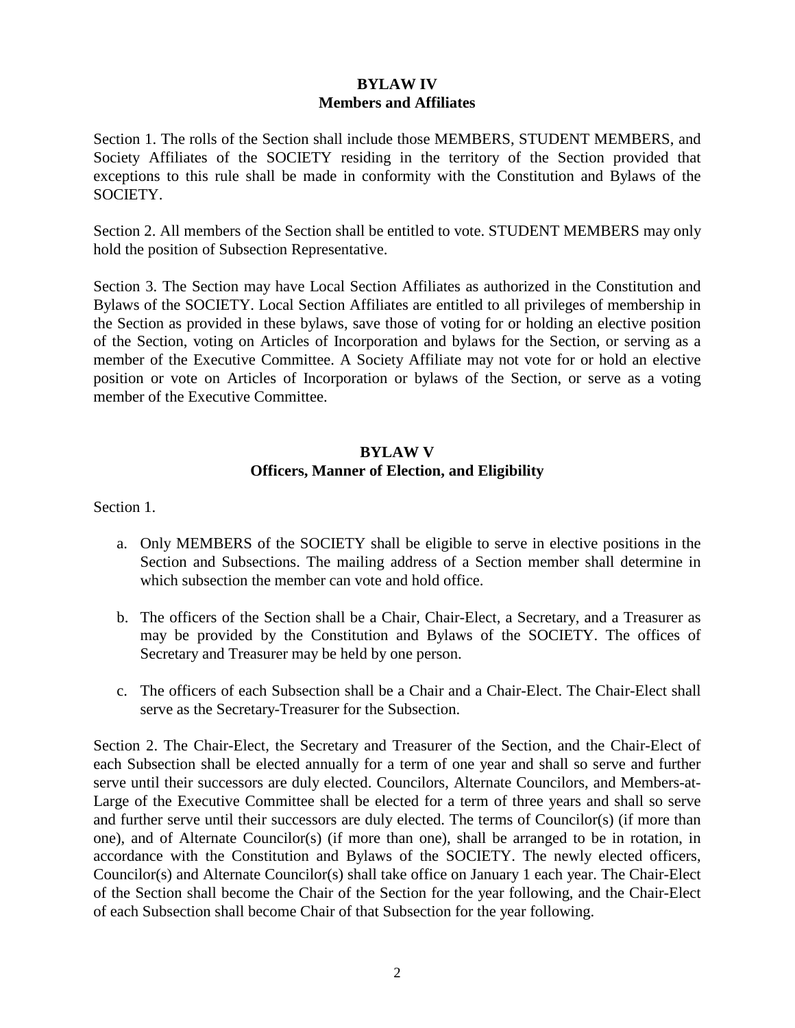## BYLAW IV
## Members and Affiliates

Section 1. The rolls of the Section shall include those MEMBERS, STUDENT MEMBERS, and Society Affiliates of the SOCIETY residing in the territory of the Section provided that exceptions to this rule shall be made in conformity with the Constitution and Bylaws of the SOCIETY.

Section 2. All members of the Section shall be entitled to vote. STUDENT MEMBERS may only hold the position of Subsection Representative.

Section 3. The Section may have Local Section Affiliates as authorized in the Constitution and Bylaws of the SOCIETY. Local Section Affiliates are entitled to all privileges of membership in the Section as provided in these bylaws, save those of voting for or holding an elective position of the Section, voting on Articles of Incorporation and bylaws for the Section, or serving as a member of the Executive Committee. A Society Affiliate may not vote for or hold an elective position or vote on Articles of Incorporation or bylaws of the Section, or serve as a voting member of the Executive Committee.

## BYLAW V
## Officers, Manner of Election, and Eligibility

Section 1.

a. Only MEMBERS of the SOCIETY shall be eligible to serve in elective positions in the Section and Subsections. The mailing address of a Section member shall determine in which subsection the member can vote and hold office.

b. The officers of the Section shall be a Chair, Chair-Elect, a Secretary, and a Treasurer as may be provided by the Constitution and Bylaws of the SOCIETY. The offices of Secretary and Treasurer may be held by one person.

c. The officers of each Subsection shall be a Chair and a Chair-Elect. The Chair-Elect shall serve as the Secretary-Treasurer for the Subsection.

Section 2. The Chair-Elect, the Secretary and Treasurer of the Section, and the Chair-Elect of each Subsection shall be elected annually for a term of one year and shall so serve and further serve until their successors are duly elected. Councilors, Alternate Councilors, and Members-at-Large of the Executive Committee shall be elected for a term of three years and shall so serve and further serve until their successors are duly elected. The terms of Councilor(s) (if more than one), and of Alternate Councilor(s) (if more than one), shall be arranged to be in rotation, in accordance with the Constitution and Bylaws of the SOCIETY. The newly elected officers, Councilor(s) and Alternate Councilor(s) shall take office on January 1 each year. The Chair-Elect of the Section shall become the Chair of the Section for the year following, and the Chair-Elect of each Subsection shall become Chair of that Subsection for the year following.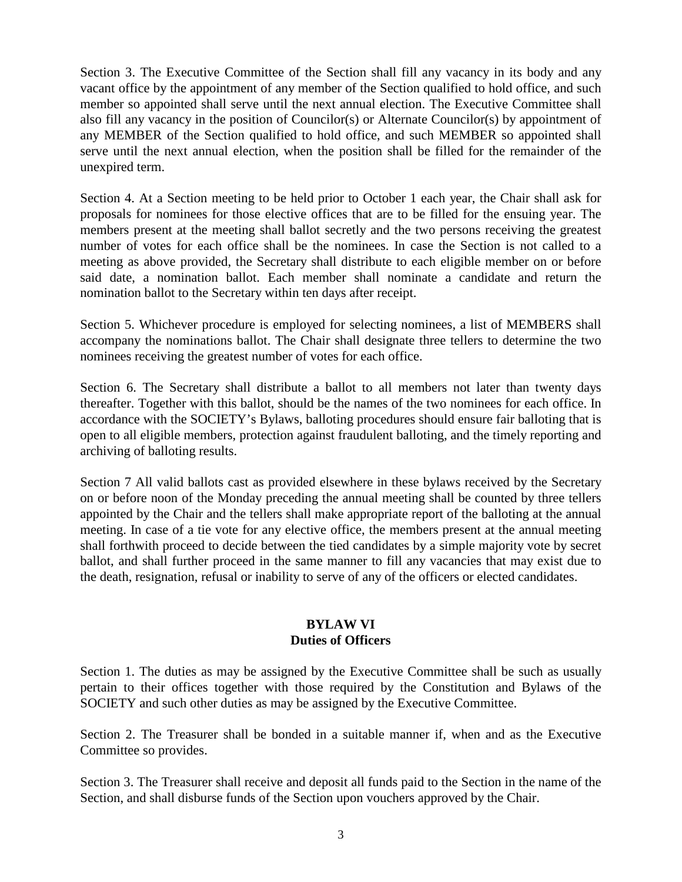Section 3. The Executive Committee of the Section shall fill any vacancy in its body and any vacant office by the appointment of any member of the Section qualified to hold office, and such member so appointed shall serve until the next annual election. The Executive Committee shall also fill any vacancy in the position of Councilor(s) or Alternate Councilor(s) by appointment of any MEMBER of the Section qualified to hold office, and such MEMBER so appointed shall serve until the next annual election, when the position shall be filled for the remainder of the unexpired term.

Section 4. At a Section meeting to be held prior to October 1 each year, the Chair shall ask for proposals for nominees for those elective offices that are to be filled for the ensuing year. The members present at the meeting shall ballot secretly and the two persons receiving the greatest number of votes for each office shall be the nominees. In case the Section is not called to a meeting as above provided, the Secretary shall distribute to each eligible member on or before said date, a nomination ballot. Each member shall nominate a candidate and return the nomination ballot to the Secretary within ten days after receipt.

Section 5. Whichever procedure is employed for selecting nominees, a list of MEMBERS shall accompany the nominations ballot. The Chair shall designate three tellers to determine the two nominees receiving the greatest number of votes for each office.

Section 6. The Secretary shall distribute a ballot to all members not later than twenty days thereafter. Together with this ballot, should be the names of the two nominees for each office. In accordance with the SOCIETY's Bylaws, balloting procedures should ensure fair balloting that is open to all eligible members, protection against fraudulent balloting, and the timely reporting and archiving of balloting results.

Section 7 All valid ballots cast as provided elsewhere in these bylaws received by the Secretary on or before noon of the Monday preceding the annual meeting shall be counted by three tellers appointed by the Chair and the tellers shall make appropriate report of the balloting at the annual meeting. In case of a tie vote for any elective office, the members present at the annual meeting shall forthwith proceed to decide between the tied candidates by a simple majority vote by secret ballot, and shall further proceed in the same manner to fill any vacancies that may exist due to the death, resignation, refusal or inability to serve of any of the officers or elected candidates.

## BYLAW VI
## Duties of Officers

Section 1. The duties as may be assigned by the Executive Committee shall be such as usually pertain to their offices together with those required by the Constitution and Bylaws of the SOCIETY and such other duties as may be assigned by the Executive Committee.

Section 2. The Treasurer shall be bonded in a suitable manner if, when and as the Executive Committee so provides.

Section 3. The Treasurer shall receive and deposit all funds paid to the Section in the name of the Section, and shall disburse funds of the Section upon vouchers approved by the Chair.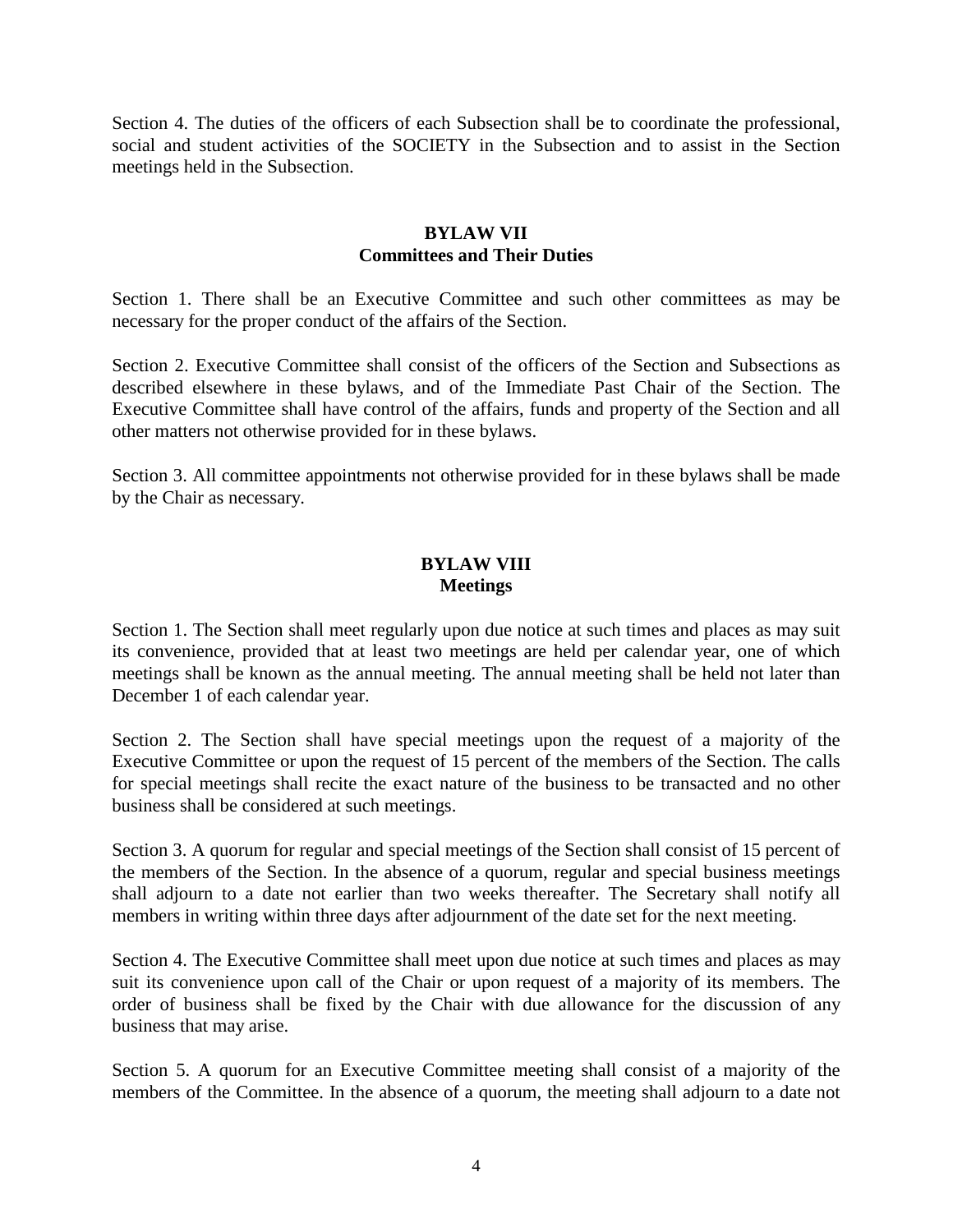Section 4. The duties of the officers of each Subsection shall be to coordinate the professional, social and student activities of the SOCIETY in the Subsection and to assist in the Section meetings held in the Subsection.

## BYLAW VII
## Committees and Their Duties

Section 1. There shall be an Executive Committee and such other committees as may be necessary for the proper conduct of the affairs of the Section.

Section 2. Executive Committee shall consist of the officers of the Section and Subsections as described elsewhere in these bylaws, and of the Immediate Past Chair of the Section. The Executive Committee shall have control of the affairs, funds and property of the Section and all other matters not otherwise provided for in these bylaws.

Section 3. All committee appointments not otherwise provided for in these bylaws shall be made by the Chair as necessary.

## BYLAW VIII
## Meetings

Section 1. The Section shall meet regularly upon due notice at such times and places as may suit its convenience, provided that at least two meetings are held per calendar year, one of which meetings shall be known as the annual meeting. The annual meeting shall be held not later than December 1 of each calendar year.

Section 2. The Section shall have special meetings upon the request of a majority of the Executive Committee or upon the request of 15 percent of the members of the Section. The calls for special meetings shall recite the exact nature of the business to be transacted and no other business shall be considered at such meetings.

Section 3. A quorum for regular and special meetings of the Section shall consist of 15 percent of the members of the Section. In the absence of a quorum, regular and special business meetings shall adjourn to a date not earlier than two weeks thereafter. The Secretary shall notify all members in writing within three days after adjournment of the date set for the next meeting.

Section 4. The Executive Committee shall meet upon due notice at such times and places as may suit its convenience upon call of the Chair or upon request of a majority of its members. The order of business shall be fixed by the Chair with due allowance for the discussion of any business that may arise.

Section 5. A quorum for an Executive Committee meeting shall consist of a majority of the members of the Committee. In the absence of a quorum, the meeting shall adjourn to a date not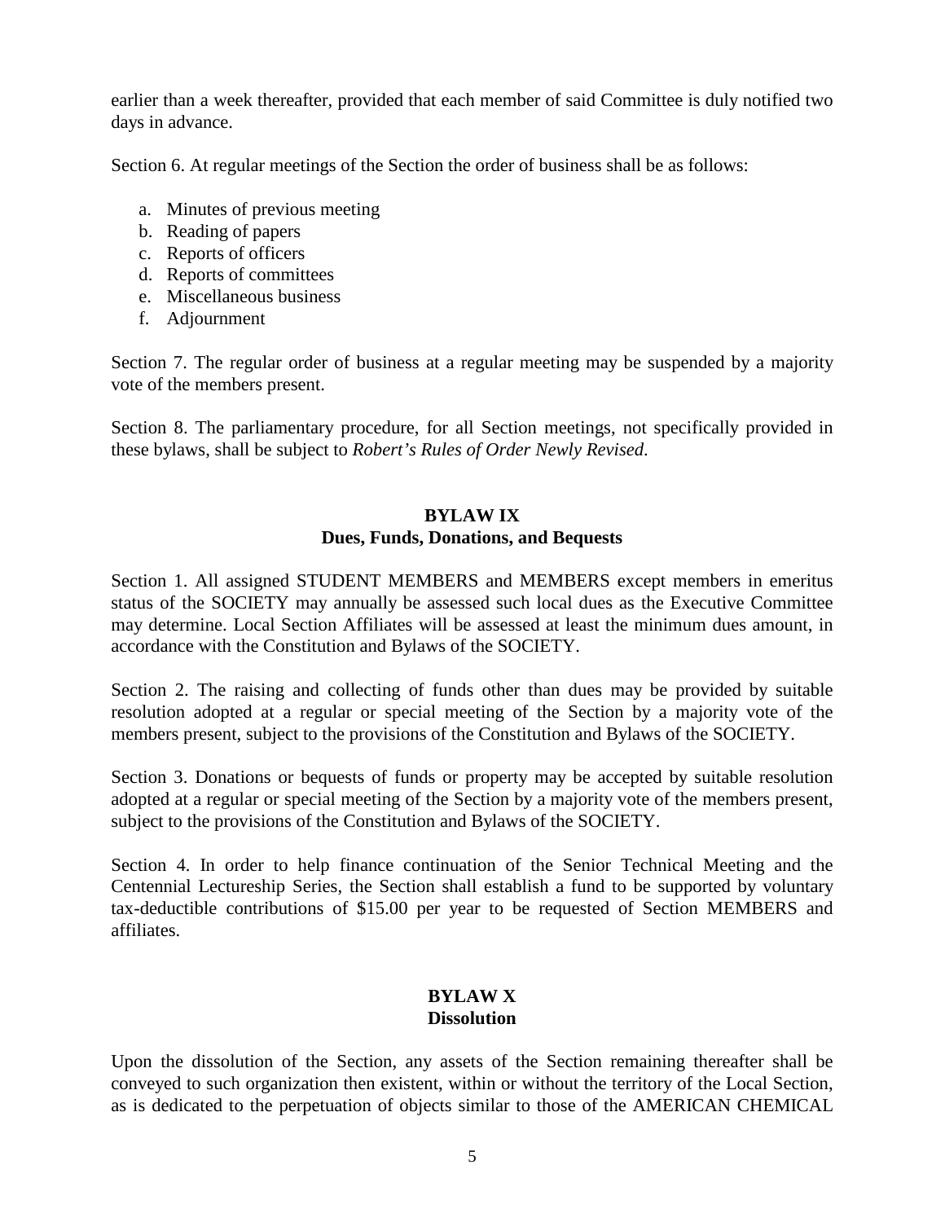earlier than a week thereafter, provided that each member of said Committee is duly notified two days in advance.

Section 6. At regular meetings of the Section the order of business shall be as follows:

a. Minutes of previous meeting
b. Reading of papers
c. Reports of officers
d. Reports of committees
e. Miscellaneous business
f. Adjournment

Section 7. The regular order of business at a regular meeting may be suspended by a majority vote of the members present.

Section 8. The parliamentary procedure, for all Section meetings, not specifically provided in these bylaws, shall be subject to *Robert's Rules of Order Newly Revised*.

## BYLAW IX
## Dues, Funds, Donations, and Bequests

Section 1. All assigned STUDENT MEMBERS and MEMBERS except members in emeritus status of the SOCIETY may annually be assessed such local dues as the Executive Committee may determine. Local Section Affiliates will be assessed at least the minimum dues amount, in accordance with the Constitution and Bylaws of the SOCIETY.

Section 2. The raising and collecting of funds other than dues may be provided by suitable resolution adopted at a regular or special meeting of the Section by a majority vote of the members present, subject to the provisions of the Constitution and Bylaws of the SOCIETY.

Section 3. Donations or bequests of funds or property may be accepted by suitable resolution adopted at a regular or special meeting of the Section by a majority vote of the members present, subject to the provisions of the Constitution and Bylaws of the SOCIETY.

Section 4. In order to help finance continuation of the Senior Technical Meeting and the Centennial Lectureship Series, the Section shall establish a fund to be supported by voluntary tax-deductible contributions of $15.00 per year to be requested of Section MEMBERS and affiliates.

## BYLAW X
## Dissolution

Upon the dissolution of the Section, any assets of the Section remaining thereafter shall be conveyed to such organization then existent, within or without the territory of the Local Section, as is dedicated to the perpetuation of objects similar to those of the AMERICAN CHEMICAL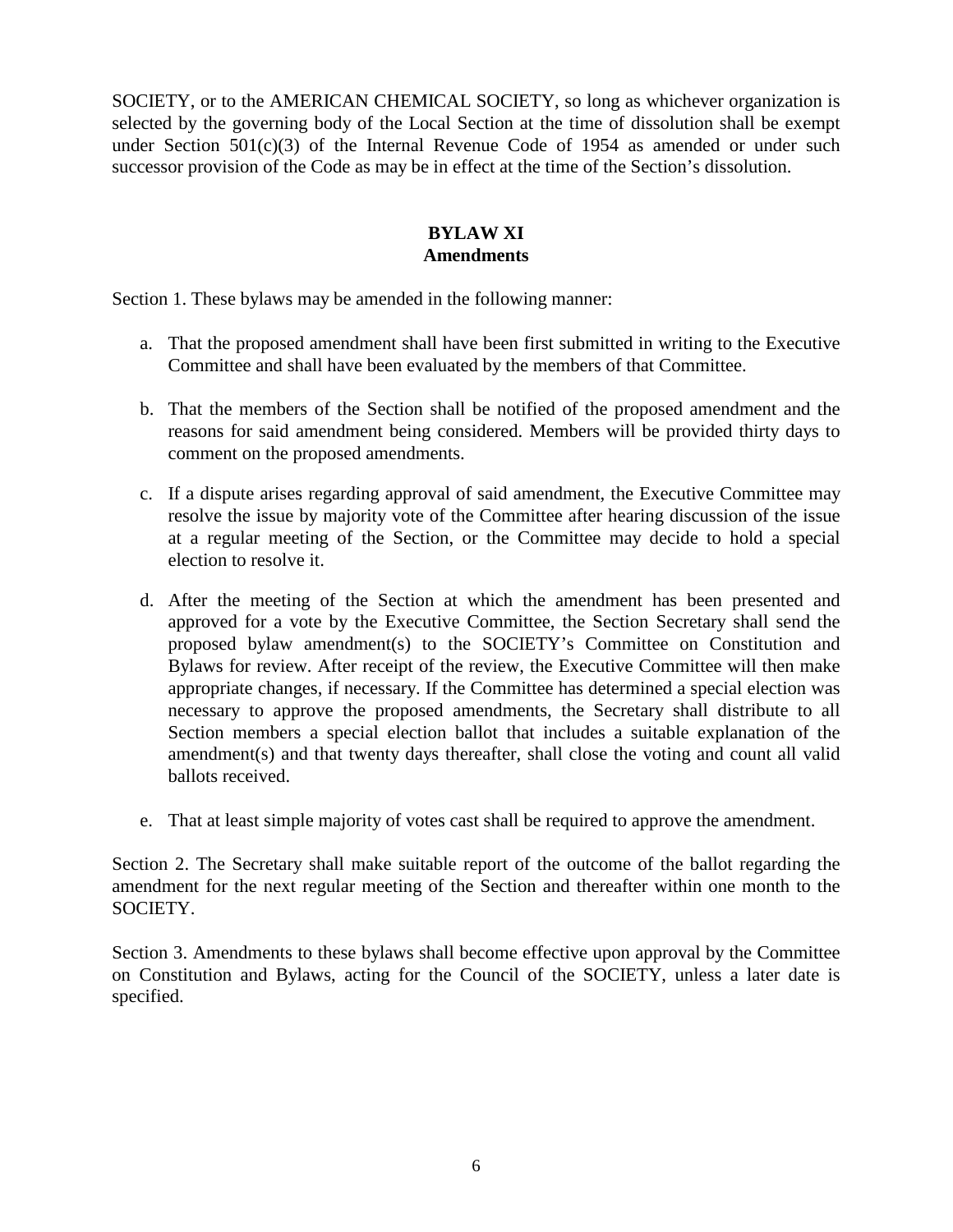SOCIETY, or to the AMERICAN CHEMICAL SOCIETY, so long as whichever organization is selected by the governing body of the Local Section at the time of dissolution shall be exempt under Section 501(c)(3) of the Internal Revenue Code of 1954 as amended or under such successor provision of the Code as may be in effect at the time of the Section's dissolution.

## BYLAW XI
## Amendments

Section 1. These bylaws may be amended in the following manner:

a. That the proposed amendment shall have been first submitted in writing to the Executive Committee and shall have been evaluated by the members of that Committee.

b. That the members of the Section shall be notified of the proposed amendment and the reasons for said amendment being considered. Members will be provided thirty days to comment on the proposed amendments.

c. If a dispute arises regarding approval of said amendment, the Executive Committee may resolve the issue by majority vote of the Committee after hearing discussion of the issue at a regular meeting of the Section, or the Committee may decide to hold a special election to resolve it.

d. After the meeting of the Section at which the amendment has been presented and approved for a vote by the Executive Committee, the Section Secretary shall send the proposed bylaw amendment(s) to the SOCIETY's Committee on Constitution and Bylaws for review. After receipt of the review, the Executive Committee will then make appropriate changes, if necessary. If the Committee has determined a special election was necessary to approve the proposed amendments, the Secretary shall distribute to all Section members a special election ballot that includes a suitable explanation of the amendment(s) and that twenty days thereafter, shall close the voting and count all valid ballots received.

e. That at least simple majority of votes cast shall be required to approve the amendment.

Section 2. The Secretary shall make suitable report of the outcome of the ballot regarding the amendment for the next regular meeting of the Section and thereafter within one month to the SOCIETY.

Section 3. Amendments to these bylaws shall become effective upon approval by the Committee on Constitution and Bylaws, acting for the Council of the SOCIETY, unless a later date is specified.